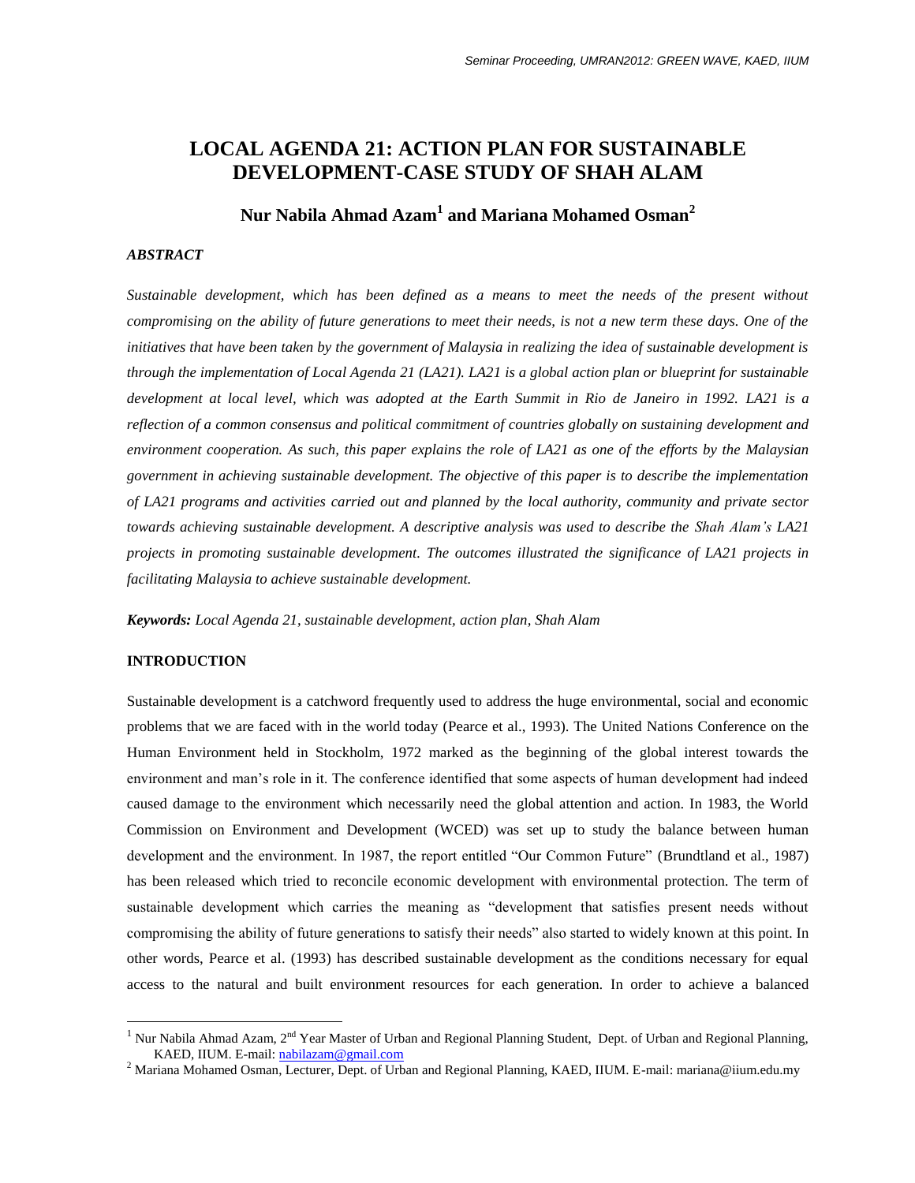# LOCAL AGENDA 21: ACTION PLAN FOR SUSTAINABLE DEVELOPMENT-CASE STUDY OF SHAH ALAM

**Nur Nabila Ahmad Azam[1] and Mariana Mohamed Osman[2]**

### *ABSTRACT*

*Sustainable development, which has been defined as a means to meet the needs of the present without compromising on the ability of future generations to meet their needs, is not a new term these days. One of the initiatives that have been taken by the government of Malaysia in realizing the idea of sustainable development is through the implementation of Local Agenda 21 (LA21). LA21 is a global action plan or blueprint for sustainable development at local level, which was adopted at the Earth Summit in Rio de Janeiro in 1992. LA21 is a reflection of a common consensus and political commitment of countries globally on sustaining development and environment cooperation. As such, this paper explains the role of LA21 as one of the efforts by the Malaysian government in achieving sustainable development. The objective of this paper is to describe the implementation of LA21 programs and activities carried out and planned by the local authority, community and private sector towards achieving sustainable development. A descriptive analysis was used to describe the Shah Alam's LA21 projects in promoting sustainable development. The outcomes illustrated the significance of LA21 projects in facilitating Malaysia to achieve sustainable development.*

***Keywords:*** *Local Agenda 21, sustainable development, action plan, Shah Alam*

### INTRODUCTION

Sustainable development is a catchword frequently used to address the huge environmental, social and economic problems that we are faced with in the world today (Pearce et al., 1993). The United Nations Conference on the Human Environment held in Stockholm, 1972 marked as the beginning of the global interest towards the environment and man's role in it. The conference identified that some aspects of human development had indeed caused damage to the environment which necessarily need the global attention and action. In 1983, the World Commission on Environment and Development (WCED) was set up to study the balance between human development and the environment. In 1987, the report entitled "Our Common Future" (Brundtland et al., 1987) has been released which tried to reconcile economic development with environmental protection. The term of sustainable development which carries the meaning as "development that satisfies present needs without compromising the ability of future generations to satisfy their needs" also started to widely known at this point. In other words, Pearce et al. (1993) has described sustainable development as the conditions necessary for equal access to the natural and built environment resources for each generation. In order to achieve a balanced

---

[1] Nur Nabila Ahmad Azam, 2nd Year Master of Urban and Regional Planning Student, Dept. of Urban and Regional Planning, KAED, IIUM. E-mail: nabilazam@gmail.com

[2] Mariana Mohamed Osman, Lecturer, Dept. of Urban and Regional Planning, KAED, IIUM. E-mail: mariana@iium.edu.my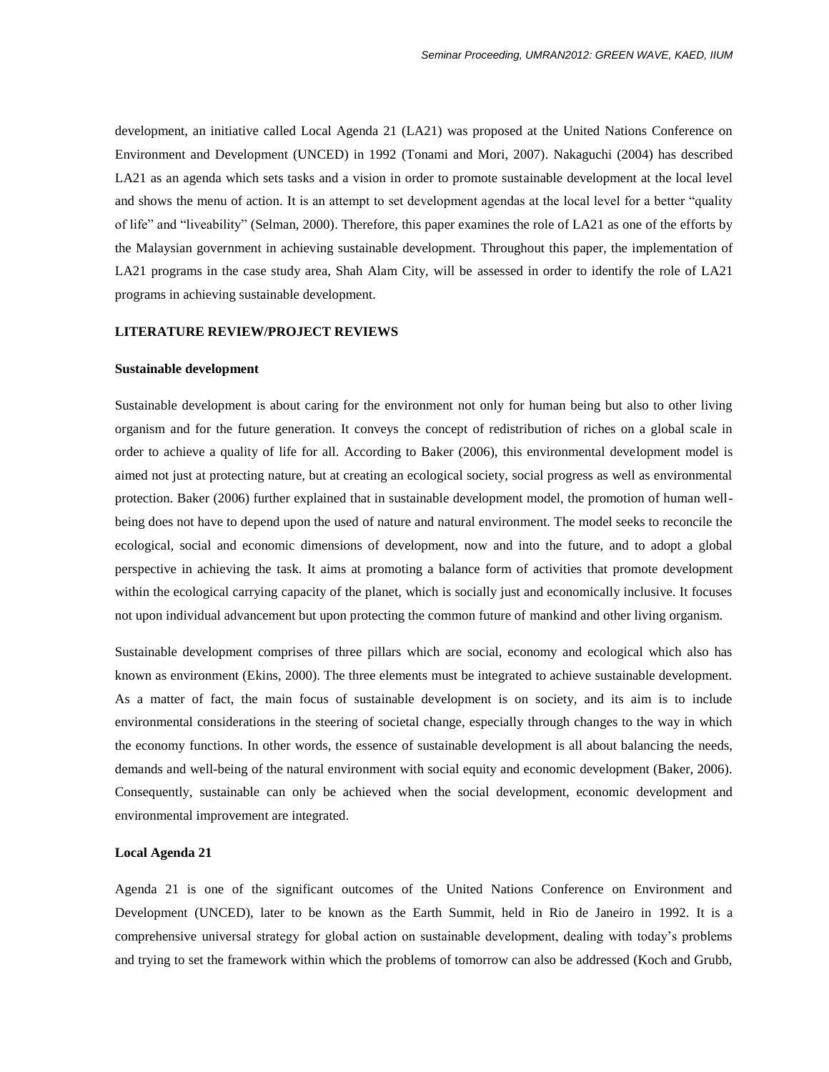development, an initiative called Local Agenda 21 (LA21) was proposed at the United Nations Conference on Environment and Development (UNCED) in 1992 (Tonami and Mori, 2007). Nakaguchi (2004) has described LA21 as an agenda which sets tasks and a vision in order to promote sustainable development at the local level and shows the menu of action. It is an attempt to set development agendas at the local level for a better "quality of life" and "liveability" (Selman, 2000). Therefore, this paper examines the role of LA21 as one of the efforts by the Malaysian government in achieving sustainable development. Throughout this paper, the implementation of LA21 programs in the case study area, Shah Alam City, will be assessed in order to identify the role of LA21 programs in achieving sustainable development.

## LITERATURE REVIEW/PROJECT REVIEWS

### Sustainable development

Sustainable development is about caring for the environment not only for human being but also to other living organism and for the future generation. It conveys the concept of redistribution of riches on a global scale in order to achieve a quality of life for all. According to Baker (2006), this environmental development model is aimed not just at protecting nature, but at creating an ecological society, social progress as well as environmental protection. Baker (2006) further explained that in sustainable development model, the promotion of human well-being does not have to depend upon the used of nature and natural environment. The model seeks to reconcile the ecological, social and economic dimensions of development, now and into the future, and to adopt a global perspective in achieving the task. It aims at promoting a balance form of activities that promote development within the ecological carrying capacity of the planet, which is socially just and economically inclusive. It focuses not upon individual advancement but upon protecting the common future of mankind and other living organism.

Sustainable development comprises of three pillars which are social, economy and ecological which also has known as environment (Ekins, 2000). The three elements must be integrated to achieve sustainable development. As a matter of fact, the main focus of sustainable development is on society, and its aim is to include environmental considerations in the steering of societal change, especially through changes to the way in which the economy functions. In other words, the essence of sustainable development is all about balancing the needs, demands and well-being of the natural environment with social equity and economic development (Baker, 2006). Consequently, sustainable can only be achieved when the social development, economic development and environmental improvement are integrated.

### Local Agenda 21

Agenda 21 is one of the significant outcomes of the United Nations Conference on Environment and Development (UNCED), later to be known as the Earth Summit, held in Rio de Janeiro in 1992. It is a comprehensive universal strategy for global action on sustainable development, dealing with today's problems and trying to set the framework within which the problems of tomorrow can also be addressed (Koch and Grubb,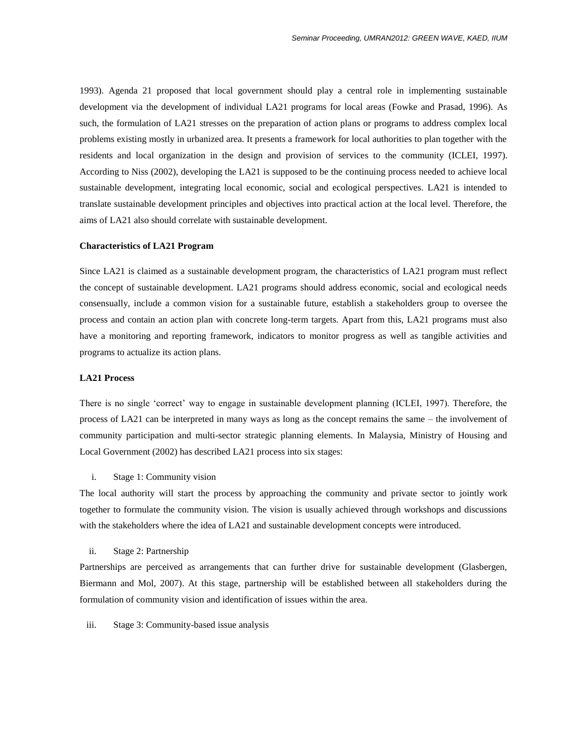1993). Agenda 21 proposed that local government should play a central role in implementing sustainable development via the development of individual LA21 programs for local areas (Fowke and Prasad, 1996). As such, the formulation of LA21 stresses on the preparation of action plans or programs to address complex local problems existing mostly in urbanized area. It presents a framework for local authorities to plan together with the residents and local organization in the design and provision of services to the community (ICLEI, 1997). According to Niss (2002), developing the LA21 is supposed to be the continuing process needed to achieve local sustainable development, integrating local economic, social and ecological perspectives. LA21 is intended to translate sustainable development principles and objectives into practical action at the local level. Therefore, the aims of LA21 also should correlate with sustainable development.

**Characteristics of LA21 Program**

Since LA21 is claimed as a sustainable development program, the characteristics of LA21 program must reflect the concept of sustainable development. LA21 programs should address economic, social and ecological needs consensually, include a common vision for a sustainable future, establish a stakeholders group to oversee the process and contain an action plan with concrete long-term targets. Apart from this, LA21 programs must also have a monitoring and reporting framework, indicators to monitor progress as well as tangible activities and programs to actualize its action plans.

**LA21 Process**

There is no single 'correct' way to engage in sustainable development planning (ICLEI, 1997). Therefore, the process of LA21 can be interpreted in many ways as long as the concept remains the same – the involvement of community participation and multi-sector strategic planning elements. In Malaysia, Ministry of Housing and Local Government (2002) has described LA21 process into six stages:

i. Stage 1: Community vision

The local authority will start the process by approaching the community and private sector to jointly work together to formulate the community vision. The vision is usually achieved through workshops and discussions with the stakeholders where the idea of LA21 and sustainable development concepts were introduced.

ii. Stage 2: Partnership

Partnerships are perceived as arrangements that can further drive for sustainable development (Glasbergen, Biermann and Mol, 2007). At this stage, partnership will be established between all stakeholders during the formulation of community vision and identification of issues within the area.

iii. Stage 3: Community-based issue analysis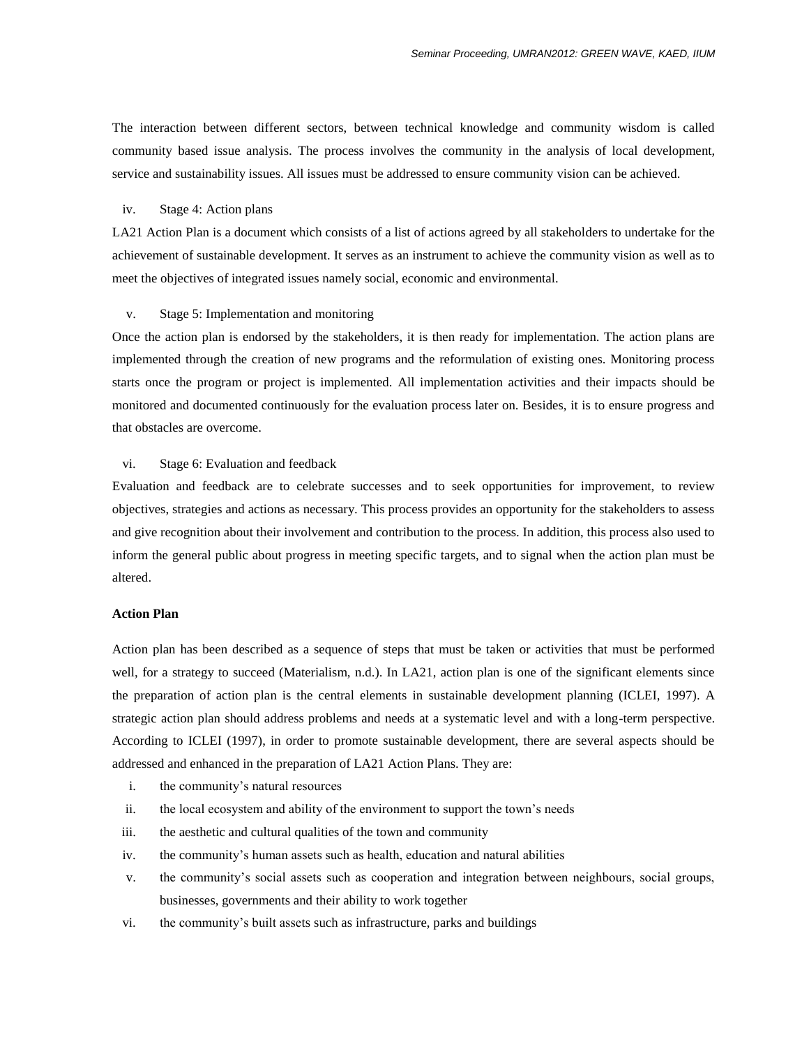The interaction between different sectors, between technical knowledge and community wisdom is called community based issue analysis. The process involves the community in the analysis of local development, service and sustainability issues. All issues must be addressed to ensure community vision can be achieved.

iv. Stage 4: Action plans

LA21 Action Plan is a document which consists of a list of actions agreed by all stakeholders to undertake for the achievement of sustainable development. It serves as an instrument to achieve the community vision as well as to meet the objectives of integrated issues namely social, economic and environmental.

v. Stage 5: Implementation and monitoring

Once the action plan is endorsed by the stakeholders, it is then ready for implementation. The action plans are implemented through the creation of new programs and the reformulation of existing ones. Monitoring process starts once the program or project is implemented. All implementation activities and their impacts should be monitored and documented continuously for the evaluation process later on. Besides, it is to ensure progress and that obstacles are overcome.

vi. Stage 6: Evaluation and feedback

Evaluation and feedback are to celebrate successes and to seek opportunities for improvement, to review objectives, strategies and actions as necessary. This process provides an opportunity for the stakeholders to assess and give recognition about their involvement and contribution to the process. In addition, this process also used to inform the general public about progress in meeting specific targets, and to signal when the action plan must be altered.

**Action Plan**

Action plan has been described as a sequence of steps that must be taken or activities that must be performed well, for a strategy to succeed (Materialism, n.d.). In LA21, action plan is one of the significant elements since the preparation of action plan is the central elements in sustainable development planning (ICLEI, 1997). A strategic action plan should address problems and needs at a systematic level and with a long-term perspective. According to ICLEI (1997), in order to promote sustainable development, there are several aspects should be addressed and enhanced in the preparation of LA21 Action Plans. They are:

i. the community's natural resources
ii. the local ecosystem and ability of the environment to support the town's needs
iii. the aesthetic and cultural qualities of the town and community
iv. the community's human assets such as health, education and natural abilities
v. the community's social assets such as cooperation and integration between neighbours, social groups, businesses, governments and their ability to work together
vi. the community's built assets such as infrastructure, parks and buildings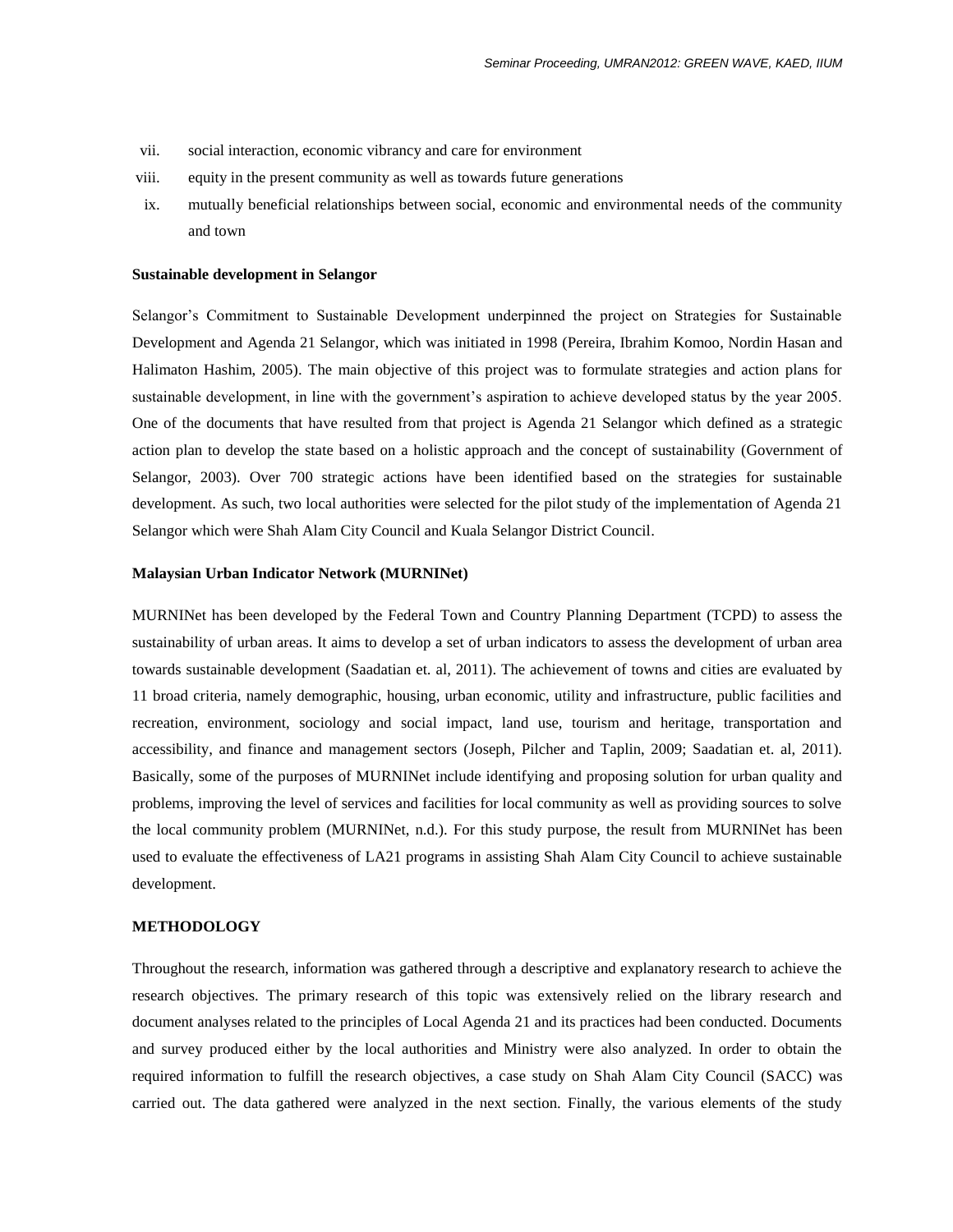vii. social interaction, economic vibrancy and care for environment

viii. equity in the present community as well as towards future generations

ix. mutually beneficial relationships between social, economic and environmental needs of the community and town

**Sustainable development in Selangor**

Selangor's Commitment to Sustainable Development underpinned the project on Strategies for Sustainable Development and Agenda 21 Selangor, which was initiated in 1998 (Pereira, Ibrahim Komoo, Nordin Hasan and Halimaton Hashim, 2005). The main objective of this project was to formulate strategies and action plans for sustainable development, in line with the government's aspiration to achieve developed status by the year 2005. One of the documents that have resulted from that project is Agenda 21 Selangor which defined as a strategic action plan to develop the state based on a holistic approach and the concept of sustainability (Government of Selangor, 2003). Over 700 strategic actions have been identified based on the strategies for sustainable development. As such, two local authorities were selected for the pilot study of the implementation of Agenda 21 Selangor which were Shah Alam City Council and Kuala Selangor District Council.

**Malaysian Urban Indicator Network (MURNINet)**

MURNINet has been developed by the Federal Town and Country Planning Department (TCPD) to assess the sustainability of urban areas. It aims to develop a set of urban indicators to assess the development of urban area towards sustainable development (Saadatian et. al, 2011). The achievement of towns and cities are evaluated by 11 broad criteria, namely demographic, housing, urban economic, utility and infrastructure, public facilities and recreation, environment, sociology and social impact, land use, tourism and heritage, transportation and accessibility, and finance and management sectors (Joseph, Pilcher and Taplin, 2009; Saadatian et. al, 2011). Basically, some of the purposes of MURNINet include identifying and proposing solution for urban quality and problems, improving the level of services and facilities for local community as well as providing sources to solve the local community problem (MURNINet, n.d.). For this study purpose, the result from MURNINet has been used to evaluate the effectiveness of LA21 programs in assisting Shah Alam City Council to achieve sustainable development.

**METHODOLOGY**

Throughout the research, information was gathered through a descriptive and explanatory research to achieve the research objectives. The primary research of this topic was extensively relied on the library research and document analyses related to the principles of Local Agenda 21 and its practices had been conducted. Documents and survey produced either by the local authorities and Ministry were also analyzed. In order to obtain the required information to fulfill the research objectives, a case study on Shah Alam City Council (SACC) was carried out. The data gathered were analyzed in the next section. Finally, the various elements of the study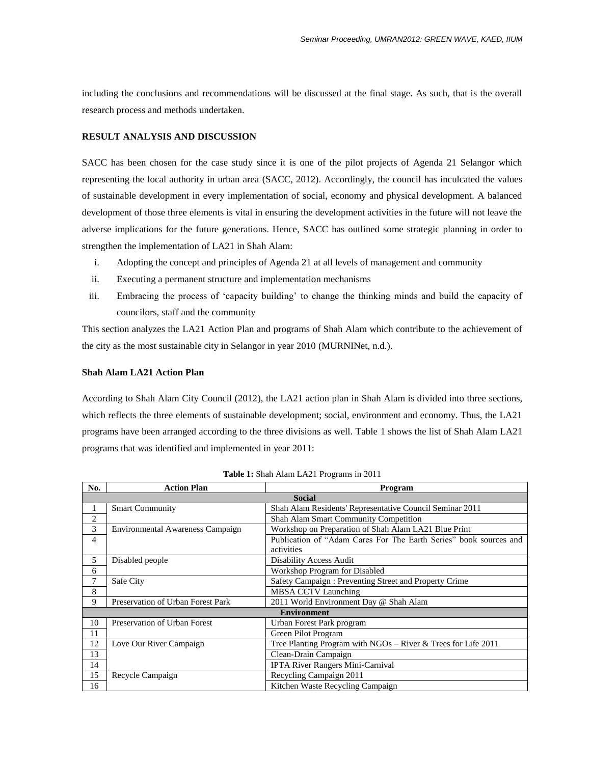including the conclusions and recommendations will be discussed at the final stage. As such, that is the overall research process and methods undertaken.

## RESULT ANALYSIS AND DISCUSSION

SACC has been chosen for the case study since it is one of the pilot projects of Agenda 21 Selangor which representing the local authority in urban area (SACC, 2012). Accordingly, the council has inculcated the values of sustainable development in every implementation of social, economy and physical development. A balanced development of those three elements is vital in ensuring the development activities in the future will not leave the adverse implications for the future generations. Hence, SACC has outlined some strategic planning in order to strengthen the implementation of LA21 in Shah Alam:

i. Adopting the concept and principles of Agenda 21 at all levels of management and community
ii. Executing a permanent structure and implementation mechanisms
iii. Embracing the process of 'capacity building' to change the thinking minds and build the capacity of councilors, staff and the community

This section analyzes the LA21 Action Plan and programs of Shah Alam which contribute to the achievement of the city as the most sustainable city in Selangor in year 2010 (MURNINet, n.d.).

### Shah Alam LA21 Action Plan

According to Shah Alam City Council (2012), the LA21 action plan in Shah Alam is divided into three sections, which reflects the three elements of sustainable development; social, environment and economy. Thus, the LA21 programs have been arranged according to the three divisions as well. Table 1 shows the list of Shah Alam LA21 programs that was identified and implemented in year 2011:

**Table 1:** Shah Alam LA21 Programs in 2011

| No. | Action Plan | Program |
|---|---|---|
| | **Social** | |
| 1 | Smart Community | Shah Alam Residents' Representative Council Seminar 2011 |
| 2 | | Shah Alam Smart Community Competition |
| 3 | Environmental Awareness Campaign | Workshop on Preparation of Shah Alam LA21 Blue Print |
| 4 | | Publication of "Adam Cares For The Earth Series" book sources and activities |
| 5 | Disabled people | Disability Access Audit |
| 6 | | Workshop Program for Disabled |
| 7 | Safe City | Safety Campaign : Preventing Street and Property Crime |
| 8 | | MBSA CCTV Launching |
| 9 | Preservation of Urban Forest Park | 2011 World Environment Day @ Shah Alam |
| | **Environment** | |
| 10 | Preservation of Urban Forest | Urban Forest Park program |
| 11 | | Green Pilot Program |
| 12 | Love Our River Campaign | Tree Planting Program with NGOs – River & Trees for Life 2011 |
| 13 | | Clean-Drain Campaign |
| 14 | | IPTA River Rangers Mini-Carnival |
| 15 | Recycle Campaign | Recycling Campaign 2011 |
| 16 | | Kitchen Waste Recycling Campaign |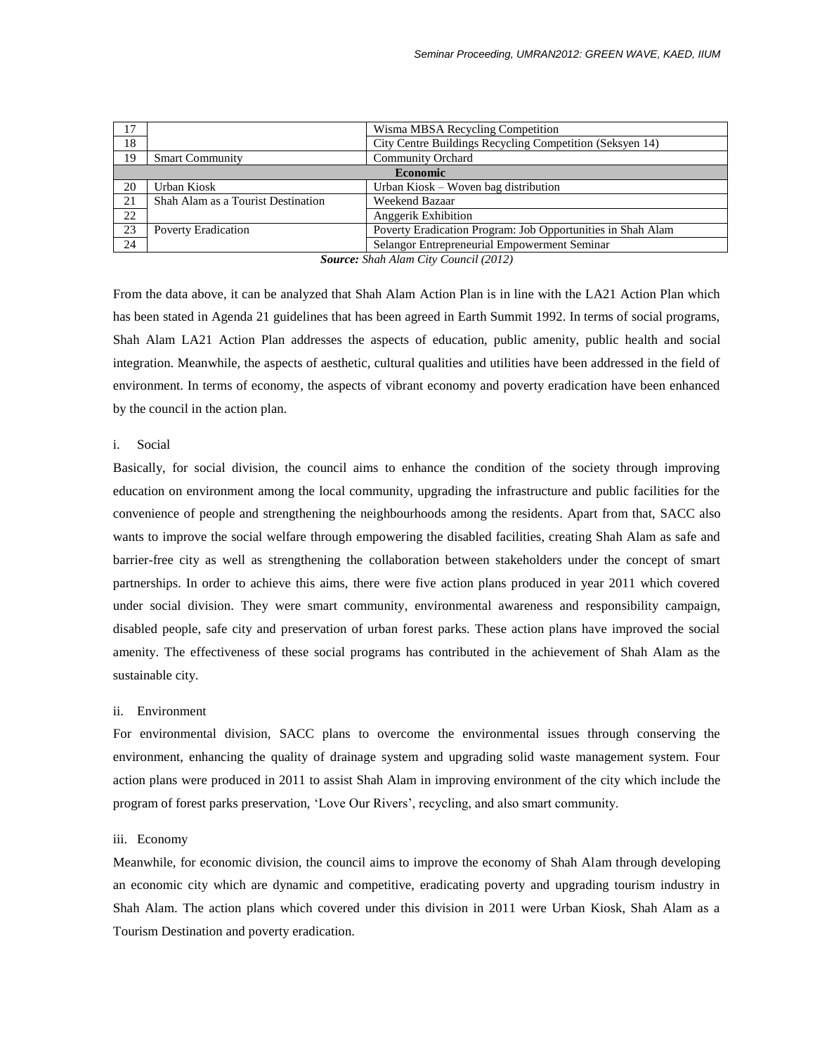| 17 | | Wisma MBSA Recycling Competition |
|---|---|---|
| 18 | | City Centre Buildings Recycling Competition (Seksyen 14) |
| 19 | Smart Community | Community Orchard |
| **Economic** | | |
| 20 | Urban Kiosk | Urban Kiosk – Woven bag distribution |
| 21 | Shah Alam as a Tourist Destination | Weekend Bazaar |
| 22 | | Anggerik Exhibition |
| 23 | Poverty Eradication | Poverty Eradication Program: Job Opportunities in Shah Alam |
| 24 | | Selangor Entrepreneurial Empowerment Seminar |

***Source:*** *Shah Alam City Council (2012)*

From the data above, it can be analyzed that Shah Alam Action Plan is in line with the LA21 Action Plan which has been stated in Agenda 21 guidelines that has been agreed in Earth Summit 1992. In terms of social programs, Shah Alam LA21 Action Plan addresses the aspects of education, public amenity, public health and social integration. Meanwhile, the aspects of aesthetic, cultural qualities and utilities have been addressed in the field of environment. In terms of economy, the aspects of vibrant economy and poverty eradication have been enhanced by the council in the action plan.

i. Social

Basically, for social division, the council aims to enhance the condition of the society through improving education on environment among the local community, upgrading the infrastructure and public facilities for the convenience of people and strengthening the neighbourhoods among the residents. Apart from that, SACC also wants to improve the social welfare through empowering the disabled facilities, creating Shah Alam as safe and barrier-free city as well as strengthening the collaboration between stakeholders under the concept of smart partnerships. In order to achieve this aims, there were five action plans produced in year 2011 which covered under social division. They were smart community, environmental awareness and responsibility campaign, disabled people, safe city and preservation of urban forest parks. These action plans have improved the social amenity. The effectiveness of these social programs has contributed in the achievement of Shah Alam as the sustainable city.

ii. Environment

For environmental division, SACC plans to overcome the environmental issues through conserving the environment, enhancing the quality of drainage system and upgrading solid waste management system. Four action plans were produced in 2011 to assist Shah Alam in improving environment of the city which include the program of forest parks preservation, 'Love Our Rivers', recycling, and also smart community.

iii. Economy

Meanwhile, for economic division, the council aims to improve the economy of Shah Alam through developing an economic city which are dynamic and competitive, eradicating poverty and upgrading tourism industry in Shah Alam. The action plans which covered under this division in 2011 were Urban Kiosk, Shah Alam as a Tourism Destination and poverty eradication.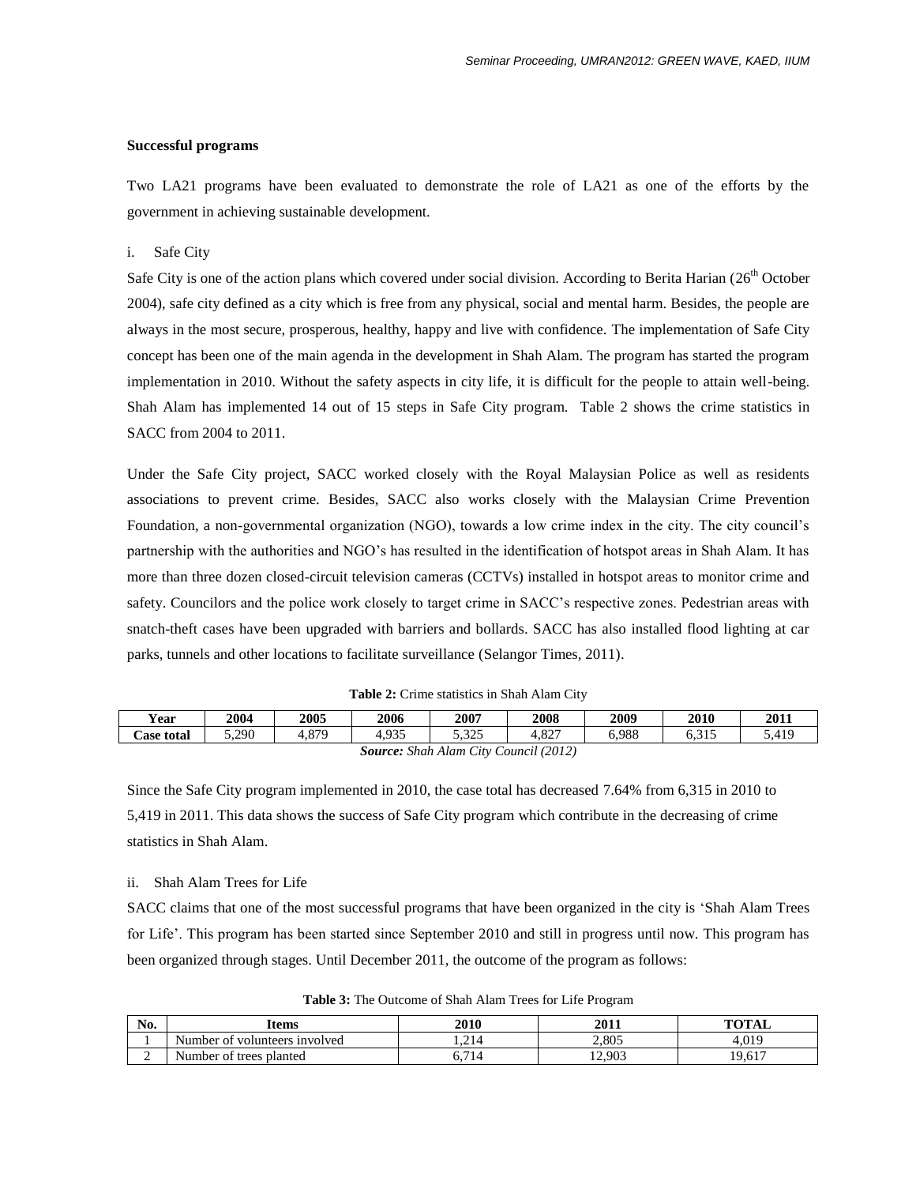**Successful programs**

Two LA21 programs have been evaluated to demonstrate the role of LA21 as one of the efforts by the government in achieving sustainable development.

i. Safe City

Safe City is one of the action plans which covered under social division. According to Berita Harian (26th October 2004), safe city defined as a city which is free from any physical, social and mental harm. Besides, the people are always in the most secure, prosperous, healthy, happy and live with confidence. The implementation of Safe City concept has been one of the main agenda in the development in Shah Alam. The program has started the program implementation in 2010. Without the safety aspects in city life, it is difficult for the people to attain well-being. Shah Alam has implemented 14 out of 15 steps in Safe City program. Table 2 shows the crime statistics in SACC from 2004 to 2011.

Under the Safe City project, SACC worked closely with the Royal Malaysian Police as well as residents associations to prevent crime. Besides, SACC also works closely with the Malaysian Crime Prevention Foundation, a non-governmental organization (NGO), towards a low crime index in the city. The city council's partnership with the authorities and NGO's has resulted in the identification of hotspot areas in Shah Alam. It has more than three dozen closed-circuit television cameras (CCTVs) installed in hotspot areas to monitor crime and safety. Councilors and the police work closely to target crime in SACC's respective zones. Pedestrian areas with snatch-theft cases have been upgraded with barriers and bollards. SACC has also installed flood lighting at car parks, tunnels and other locations to facilitate surveillance (Selangor Times, 2011).

**Table 2:** Crime statistics in Shah Alam City

| Year | 2004 | 2005 | 2006 | 2007 | 2008 | 2009 | 2010 | 2011 |
|---|---|---|---|---|---|---|---|---|
| **Case total** | 5,290 | 4,879 | 4,935 | 5,325 | 4,827 | 6,988 | 6,315 | 5,419 |

***Source:*** *Shah Alam City Council (2012)*

Since the Safe City program implemented in 2010, the case total has decreased 7.64% from 6,315 in 2010 to 5,419 in 2011. This data shows the success of Safe City program which contribute in the decreasing of crime statistics in Shah Alam.

ii. Shah Alam Trees for Life

SACC claims that one of the most successful programs that have been organized in the city is 'Shah Alam Trees for Life'. This program has been started since September 2010 and still in progress until now. This program has been organized through stages. Until December 2011, the outcome of the program as follows:

**Table 3:** The Outcome of Shah Alam Trees for Life Program

| No. | Items | 2010 | 2011 | TOTAL |
|---|---|---|---|---|
| 1 | Number of volunteers involved | 1,214 | 2,805 | 4,019 |
| 2 | Number of trees planted | 6,714 | 12,903 | 19,617 |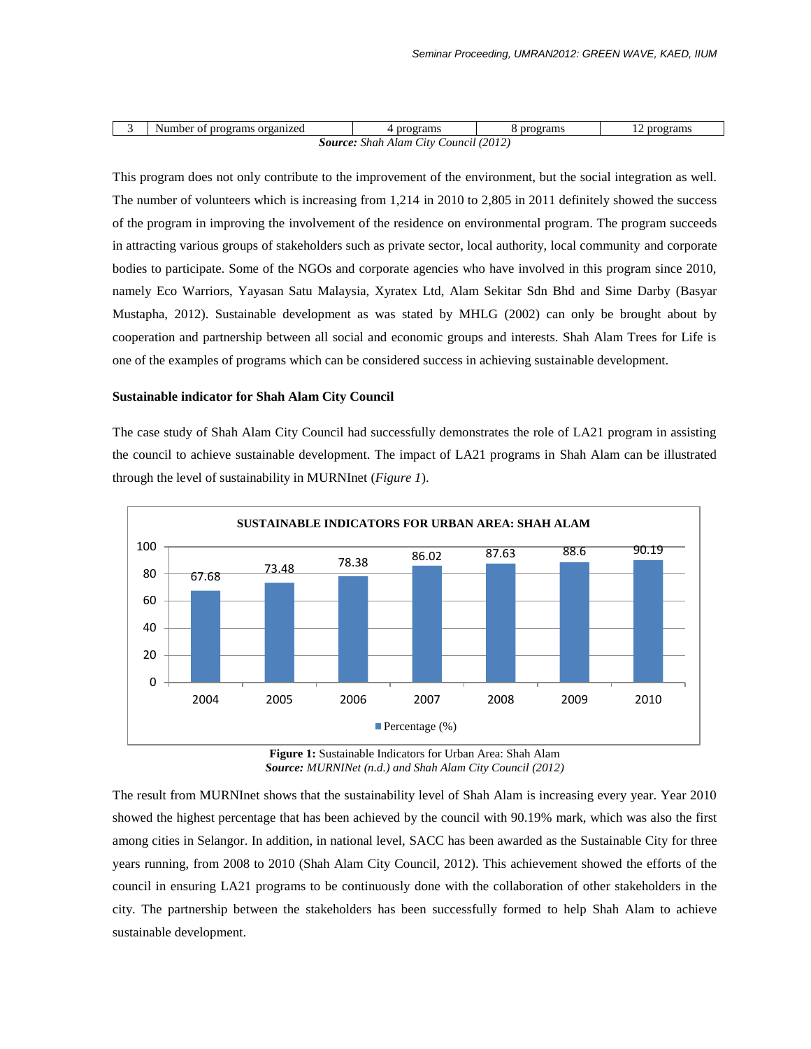| 3 | Number of programs organized | 4 programs | 8 programs | 12 programs |
|---|---|---|---|---|

***Source:** Shah Alam City Council (2012)*

This program does not only contribute to the improvement of the environment, but the social integration as well. The number of volunteers which is increasing from 1,214 in 2010 to 2,805 in 2011 definitely showed the success of the program in improving the involvement of the residence on environmental program. The program succeeds in attracting various groups of stakeholders such as private sector, local authority, local community and corporate bodies to participate. Some of the NGOs and corporate agencies who have involved in this program since 2010, namely Eco Warriors, Yayasan Satu Malaysia, Xyratex Ltd, Alam Sekitar Sdn Bhd and Sime Darby (Basyar Mustapha, 2012). Sustainable development as was stated by MHLG (2002) can only be brought about by cooperation and partnership between all social and economic groups and interests. Shah Alam Trees for Life is one of the examples of programs which can be considered success in achieving sustainable development.

**Sustainable indicator for Shah Alam City Council**

The case study of Shah Alam City Council had successfully demonstrates the role of LA21 program in assisting the council to achieve sustainable development. The impact of LA21 programs in Shah Alam can be illustrated through the level of sustainability in MURNInet (*Figure 1*).

**SUSTAINABLE INDICATORS FOR URBAN AREA: SHAH ALAM**

| Year | Percentage (%) |
|---|---|
| 2004 | 67.68 |
| 2005 | 73.48 |
| 2006 | 78.38 |
| 2007 | 86.02 |
| 2008 | 87.63 |
| 2009 | 88.6 |
| 2010 | 90.19 |

**Figure 1:** Sustainable Indicators for Urban Area: Shah Alam
***Source:** MURNINet (n.d.) and Shah Alam City Council (2012)*

The result from MURNInet shows that the sustainability level of Shah Alam is increasing every year. Year 2010 showed the highest percentage that has been achieved by the council with 90.19% mark, which was also the first among cities in Selangor. In addition, in national level, SACC has been awarded as the Sustainable City for three years running, from 2008 to 2010 (Shah Alam City Council, 2012). This achievement showed the efforts of the council in ensuring LA21 programs to be continuously done with the collaboration of other stakeholders in the city. The partnership between the stakeholders has been successfully formed to help Shah Alam to achieve sustainable development.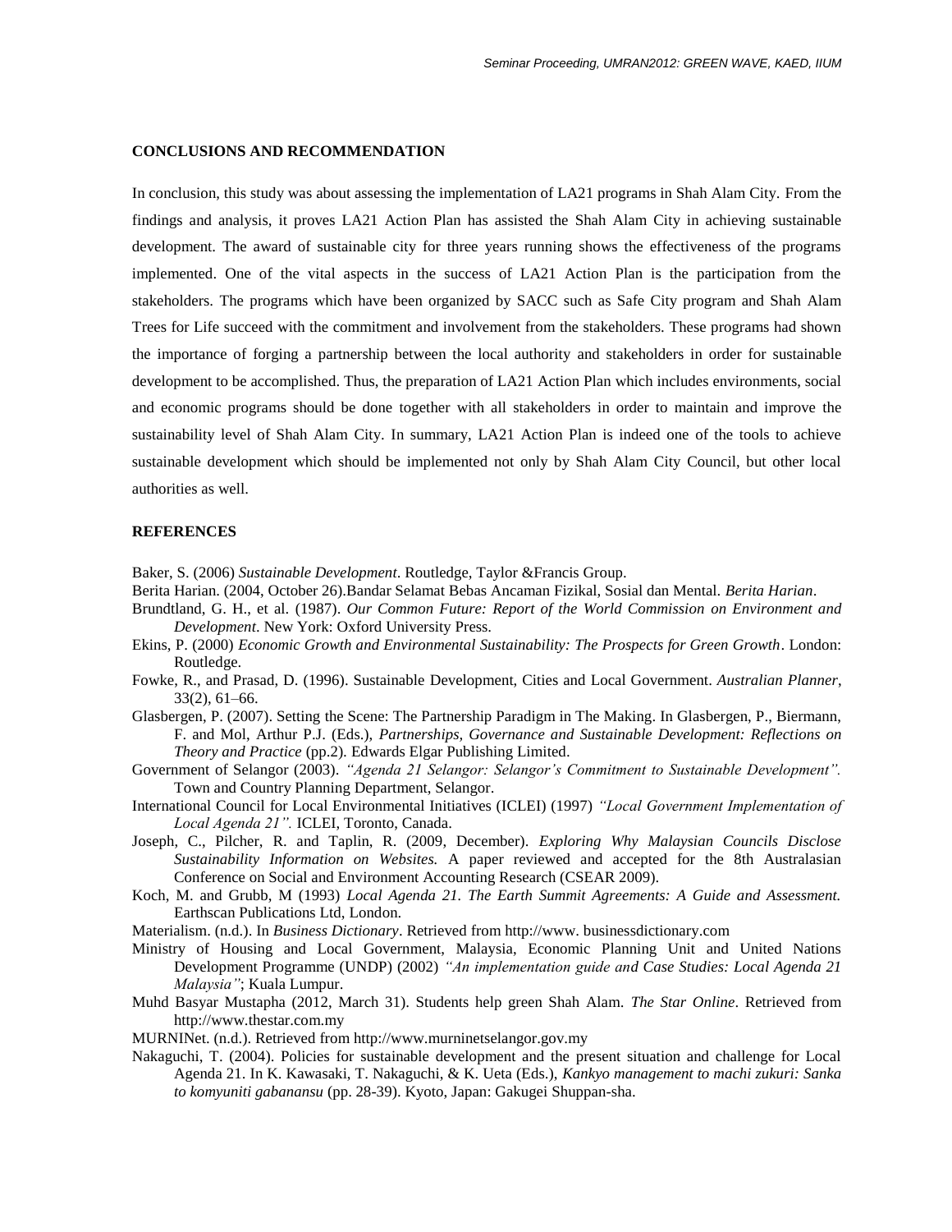**CONCLUSIONS AND RECOMMENDATION**

In conclusion, this study was about assessing the implementation of LA21 programs in Shah Alam City. From the findings and analysis, it proves LA21 Action Plan has assisted the Shah Alam City in achieving sustainable development. The award of sustainable city for three years running shows the effectiveness of the programs implemented. One of the vital aspects in the success of LA21 Action Plan is the participation from the stakeholders. The programs which have been organized by SACC such as Safe City program and Shah Alam Trees for Life succeed with the commitment and involvement from the stakeholders. These programs had shown the importance of forging a partnership between the local authority and stakeholders in order for sustainable development to be accomplished. Thus, the preparation of LA21 Action Plan which includes environments, social and economic programs should be done together with all stakeholders in order to maintain and improve the sustainability level of Shah Alam City. In summary, LA21 Action Plan is indeed one of the tools to achieve sustainable development which should be implemented not only by Shah Alam City Council, but other local authorities as well.

**REFERENCES**

Baker, S. (2006) *Sustainable Development*. Routledge, Taylor &Francis Group.

Berita Harian. (2004, October 26).Bandar Selamat Bebas Ancaman Fizikal, Sosial dan Mental. *Berita Harian*.

Brundtland, G. H., et al. (1987). *Our Common Future: Report of the World Commission on Environment and Development*. New York: Oxford University Press.

Ekins, P. (2000) *Economic Growth and Environmental Sustainability: The Prospects for Green Growth*. London: Routledge.

Fowke, R., and Prasad, D. (1996). Sustainable Development, Cities and Local Government. *Australian Planner*, 33(2), 61–66.

Glasbergen, P. (2007). Setting the Scene: The Partnership Paradigm in The Making. In Glasbergen, P., Biermann, F. and Mol, Arthur P.J. (Eds.), *Partnerships, Governance and Sustainable Development: Reflections on Theory and Practice* (pp.2). Edwards Elgar Publishing Limited.

Government of Selangor (2003). *"Agenda 21 Selangor: Selangor's Commitment to Sustainable Development".* Town and Country Planning Department, Selangor.

International Council for Local Environmental Initiatives (ICLEI) (1997) *"Local Government Implementation of Local Agenda 21".* ICLEI, Toronto, Canada.

Joseph, C., Pilcher, R. and Taplin, R. (2009, December). *Exploring Why Malaysian Councils Disclose Sustainability Information on Websites.* A paper reviewed and accepted for the 8th Australasian Conference on Social and Environment Accounting Research (CSEAR 2009).

Koch, M. and Grubb, M (1993) *Local Agenda 21. The Earth Summit Agreements: A Guide and Assessment.* Earthscan Publications Ltd, London.

Materialism. (n.d.). In *Business Dictionary*. Retrieved from http://www. businessdictionary.com

Ministry of Housing and Local Government, Malaysia, Economic Planning Unit and United Nations Development Programme (UNDP) (2002) *"An implementation guide and Case Studies: Local Agenda 21 Malaysia"*; Kuala Lumpur.

Muhd Basyar Mustapha (2012, March 31). Students help green Shah Alam. *The Star Online*. Retrieved from http://www.thestar.com.my

MURNINet. (n.d.). Retrieved from http://www.murninetselangor.gov.my

Nakaguchi, T. (2004). Policies for sustainable development and the present situation and challenge for Local Agenda 21. In K. Kawasaki, T. Nakaguchi, & K. Ueta (Eds.), *Kankyo management to machi zukuri: Sanka to komyuniti gabanansu* (pp. 28-39). Kyoto, Japan: Gakugei Shuppan-sha.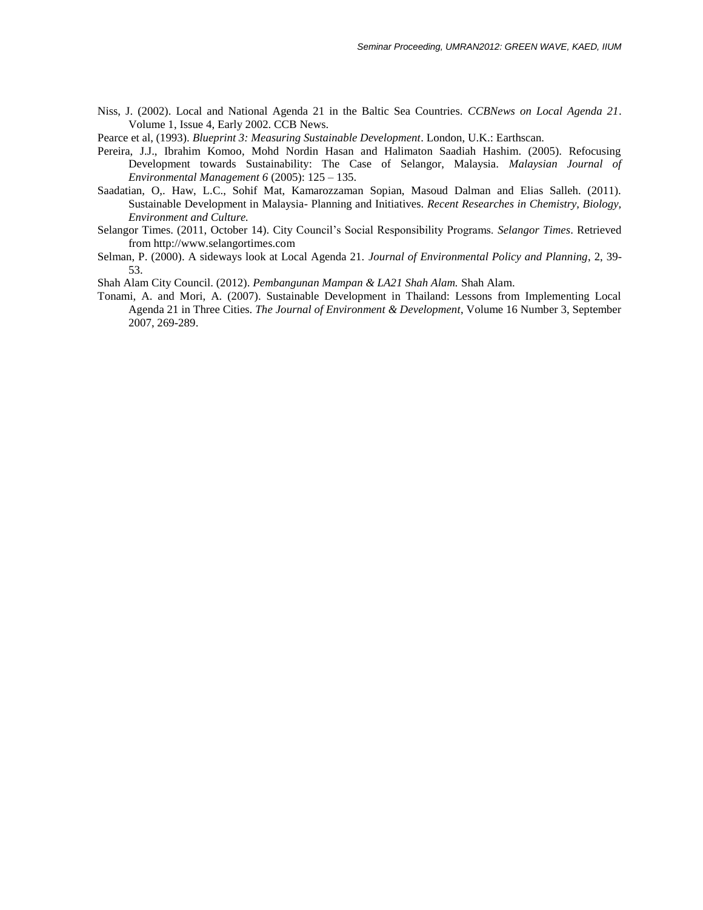Niss, J. (2002). Local and National Agenda 21 in the Baltic Sea Countries. *CCBNews on Local Agenda 21*. Volume 1, Issue 4, Early 2002. CCB News.

Pearce et al, (1993). *Blueprint 3: Measuring Sustainable Development*. London, U.K.: Earthscan.

Pereira, J.J., Ibrahim Komoo, Mohd Nordin Hasan and Halimaton Saadiah Hashim. (2005). Refocusing Development towards Sustainability: The Case of Selangor, Malaysia. *Malaysian Journal of Environmental Management 6* (2005): 125 – 135.

Saadatian, O,. Haw, L.C., Sohif Mat, Kamarozzaman Sopian, Masoud Dalman and Elias Salleh. (2011). Sustainable Development in Malaysia- Planning and Initiatives. *Recent Researches in Chemistry, Biology, Environment and Culture.*

Selangor Times. (2011, October 14). City Council's Social Responsibility Programs. *Selangor Times*. Retrieved from http://www.selangortimes.com

Selman, P. (2000). A sideways look at Local Agenda 21. *Journal of Environmental Policy and Planning*, 2, 39-53.

Shah Alam City Council. (2012). *Pembangunan Mampan & LA21 Shah Alam.* Shah Alam.

Tonami, A. and Mori, A. (2007). Sustainable Development in Thailand: Lessons from Implementing Local Agenda 21 in Three Cities. *The Journal of Environment & Development*, Volume 16 Number 3, September 2007, 269-289.